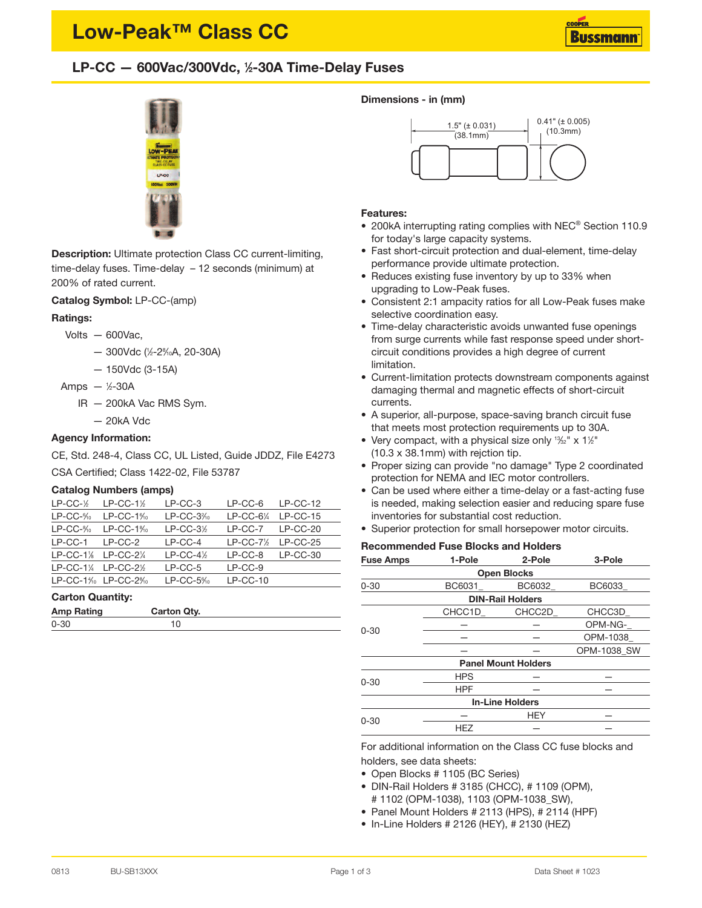# Low-Peak™ Class CC

## LP-CC — 600Vac/300Vdc, ½-30A Time-Delay Fuses

**Description:** Ultimate protection Class CC current-limiting, time-delay fuses. Time-delay – 12 seconds (minimum) at 200% of rated current.

**Catalog Symbol:** LP-CC-(amp)

**Ratings:**

Volts — 600Vac,
— 300Vdc (½-2⁸⁄₁₀A, 20-30A)
— 150Vdc (3-15A)

Amps — ½-30A

IR — 200kA Vac RMS Sym.
— 20kA Vdc

**Agency Information:**

CE, Std. 248-4, Class CC, UL Listed, Guide JDDZ, File E4273

CSA Certified; Class 1422-02, File 53787

**Catalog Numbers (amps)**

| | | | | |
|---|---|---|---|---|
| LP-CC-½ | LP-CC-1½ | LP-CC-3 | LP-CC-6 | LP-CC-12 |
| LP-CC-⁶⁄₁₀ | LP-CC-1⁶⁄₁₀ | LP-CC-3²⁄₁₀ | LP-CC-6¼ | LP-CC-15 |
| LP-CC-⁸⁄₁₀ | LP-CC-1⁸⁄₁₀ | LP-CC-3½ | LP-CC-7 | LP-CC-20 |
| LP-CC-1 | LP-CC-2 | LP-CC-4 | LP-CC-7½ | LP-CC-25 |
| LP-CC-1⅛ | LP-CC-2¼ | LP-CC-4½ | LP-CC-8 | LP-CC-30 |
| LP-CC-1¼ | LP-CC-2½ | LP-CC-5 | LP-CC-9 | |
| LP-CC-1⁴⁄₁₀ | LP-CC-2⁸⁄₁₀ | LP-CC-5⁶⁄₁₀ | LP-CC-10 | |

**Carton Quantity:**

| Amp Rating | Carton Qty. |
|---|---|
| 0-30 | 10 |

**Dimensions - in (mm)**

1.5" (± 0.031) (38.1mm)

0.41" (± 0.005) (10.3mm)

**Features:**

- 200kA interrupting rating complies with NEC® Section 110.9 for today's large capacity systems.
- Fast short-circuit protection and dual-element, time-delay performance provide ultimate protection.
- Reduces existing fuse inventory by up to 33% when upgrading to Low-Peak fuses.
- Consistent 2:1 ampacity ratios for all Low-Peak fuses make selective coordination easy.
- Time-delay characteristic avoids unwanted fuse openings from surge currents while fast response speed under short-circuit conditions provides a high degree of current limitation.
- Current-limitation protects downstream components against damaging thermal and magnetic effects of short-circuit currents.
- A superior, all-purpose, space-saving branch circuit fuse that meets most protection requirements up to 30A.
- Very compact, with a physical size only ¹³⁄₃₂" x 1½" (10.3 x 38.1mm) with rejction tip.
- Proper sizing can provide "no damage" Type 2 coordinated protection for NEMA and IEC motor controllers.
- Can be used where either a time-delay or a fast-acting fuse is needed, making selection easier and reducing spare fuse inventories for substantial cost reduction.
- Superior protection for small horsepower motor circuits.

**Recommended Fuse Blocks and Holders**

| Fuse Amps | 1-Pole | 2-Pole | 3-Pole |
|---|---|---|---|
| | **Open Blocks** | | |
| 0-30 | BC6031_ | BC6032_ | BC6033_ |
| | **DIN-Rail Holders** | | |
| 0-30 | CHCC1D_ | CHCC2D_ | CHCC3D_ |
| | — | — | OPM-NG-_ |
| | — | — | OPM-1038_ |
| | — | — | OPM-1038_SW |
| | **Panel Mount Holders** | | |
| 0-30 | HPS | — | — |
| | HPF | — | — |
| | **In-Line Holders** | | |
| 0-30 | — | HEY | — |
| | HEZ | — | — |

For additional information on the Class CC fuse blocks and holders, see data sheets:

- Open Blocks # 1105 (BC Series)
- DIN-Rail Holders # 3185 (CHCC), # 1109 (OPM), # 1102 (OPM-1038), 1103 (OPM-1038_SW),
- Panel Mount Holders # 2113 (HPS), # 2114 (HPF)
- In-Line Holders # 2126 (HEY), # 2130 (HEZ)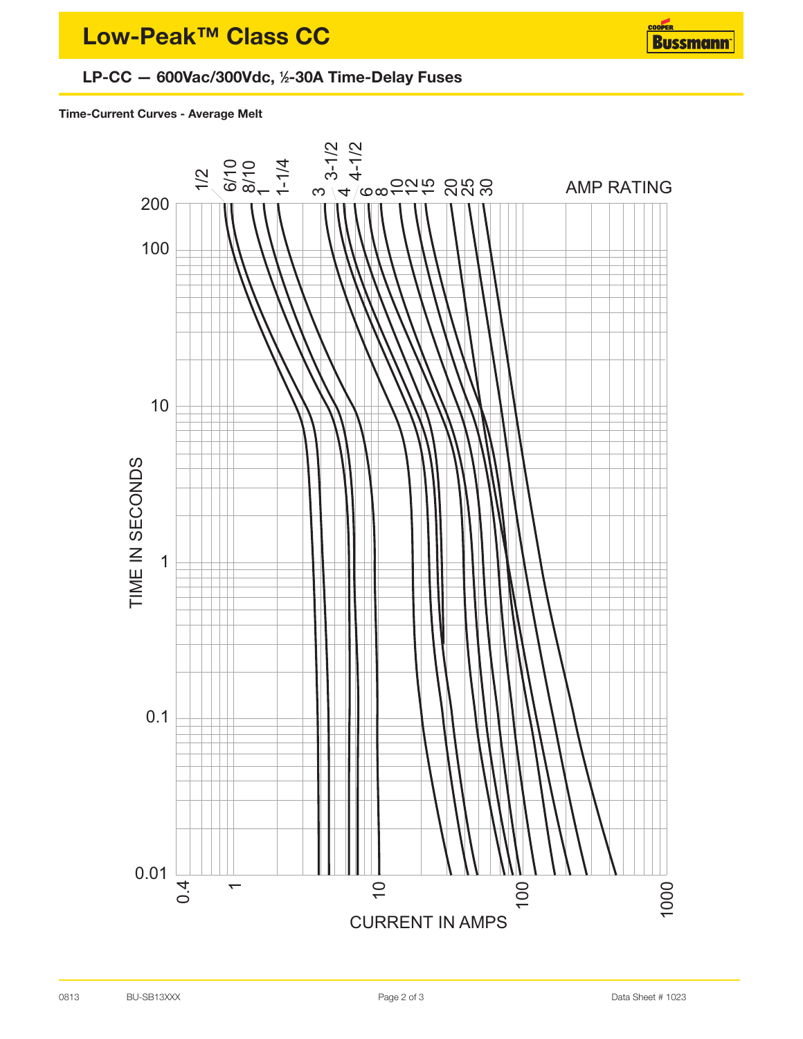# Low-Peak™ Class CC

## LP-CC — 600Vac/300Vdc, ½-30A Time-Delay Fuses

**Time-Current Curves - Average Melt**

AMP RATING: 1/2, 6/10, 8/10, 1, 1-1/4, 3, 3-1/2, 4, 4-1/2, 6, 8, 10, 12, 15, 20, 25, 30

TIME IN SECONDS: 0.01, 0.1, 1, 10, 100, 200

CURRENT IN AMPS: 0.4, 1, 10, 100, 1000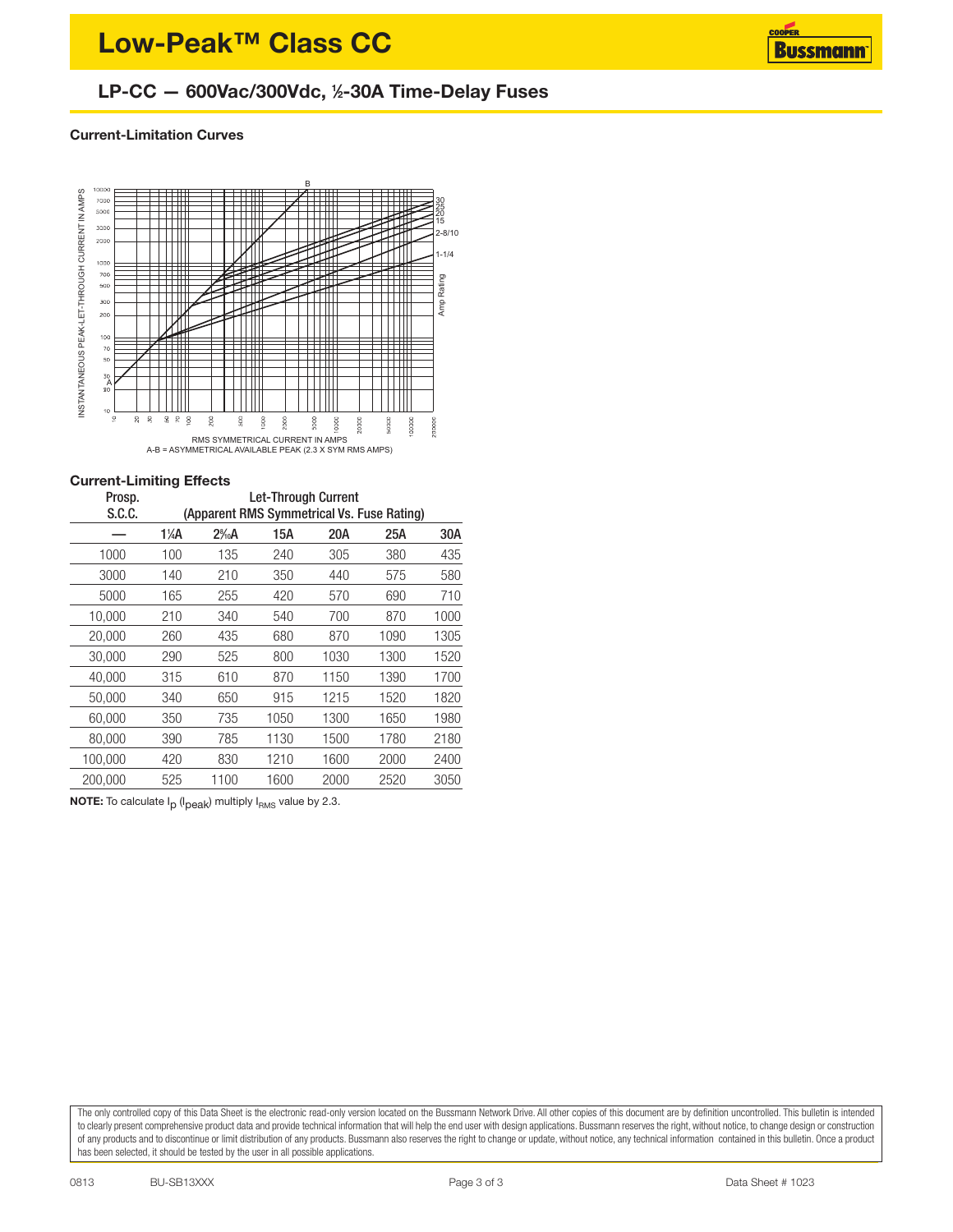# Low-Peak™ Class CC

## LP-CC — 600Vac/300Vdc, ½-30A Time-Delay Fuses

### Current-Limitation Curves

INSTANTANEOUS PEAK-LET-THROUGH CURRENT IN AMPS

10000
7000
5000
3000
2000
1000
700
500
300
200
100
70
50
30
20
10

B

A

30
25
20
15
2-8/10
1-1/4
Amp Rating

10 20 30 50 70 100 200 500 1000 2000 5000 10000 20000 50000 100000 200000

RMS SYMMETRICAL CURRENT IN AMPS

A-B = ASYMMETRICAL AVAILABLE PEAK (2.3 X SYM RMS AMPS)

### Current-Limiting Effects

| Prosp. S.C.C. | Let-Through Current (Apparent RMS Symmetrical Vs. Fuse Rating) | | | | | |
|---|---|---|---|---|---|---|
| — | 1¼A | 2⁸⁄₁₀A | 15A | 20A | 25A | 30A |
| 1000 | 100 | 135 | 240 | 305 | 380 | 435 |
| 3000 | 140 | 210 | 350 | 440 | 575 | 580 |
| 5000 | 165 | 255 | 420 | 570 | 690 | 710 |
| 10,000 | 210 | 340 | 540 | 700 | 870 | 1000 |
| 20,000 | 260 | 435 | 680 | 870 | 1090 | 1305 |
| 30,000 | 290 | 525 | 800 | 1030 | 1300 | 1520 |
| 40,000 | 315 | 610 | 870 | 1150 | 1390 | 1700 |
| 50,000 | 340 | 650 | 915 | 1215 | 1520 | 1820 |
| 60,000 | 350 | 735 | 1050 | 1300 | 1650 | 1980 |
| 80,000 | 390 | 785 | 1130 | 1500 | 1780 | 2180 |
| 100,000 | 420 | 830 | 1210 | 1600 | 2000 | 2400 |
| 200,000 | 525 | 1100 | 1600 | 2000 | 2520 | 3050 |

**NOTE:** To calculate $I_p$ ($I_{peak}$) multiply $I_{RMS}$ value by 2.3.

The only controlled copy of this Data Sheet is the electronic read-only version located on the Bussmann Network Drive. All other copies of this document are by definition uncontrolled. This bulletin is intended to clearly present comprehensive product data and provide technical information that will help the end user with design applications. Bussmann reserves the right, without notice, to change design or construction of any products and to discontinue or limit distribution of any products. Bussmann also reserves the right to change or update, without notice, any technical information contained in this bulletin. Once a product has been selected, it should be tested by the user in all possible applications.

0813 BU-SB13XXX Data Sheet # 1023